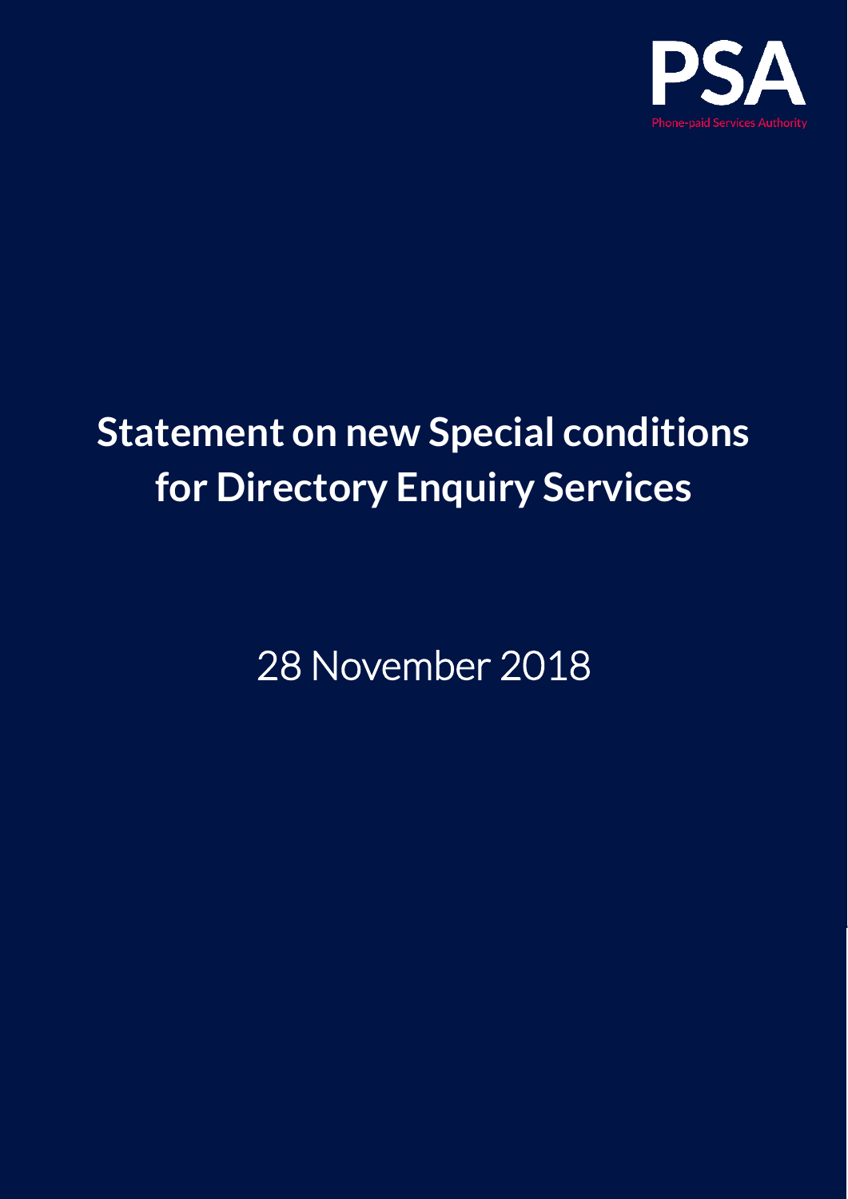PSA

Phone-paid Services Authority

# Statement on new Special conditions for Directory Enquiry Services

28 November 2018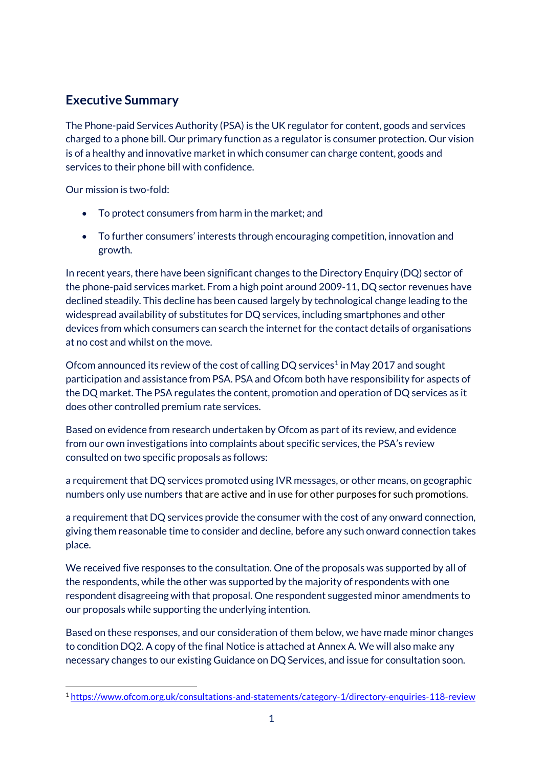## Executive Summary

The Phone-paid Services Authority (PSA) is the UK regulator for content, goods and services charged to a phone bill. Our primary function as a regulator is consumer protection. Our vision is of a healthy and innovative market in which consumer can charge content, goods and services to their phone bill with confidence.

Our mission is two-fold:

- To protect consumers from harm in the market; and
- To further consumers' interests through encouraging competition, innovation and growth.

In recent years, there have been significant changes to the Directory Enquiry (DQ) sector of the phone-paid services market. From a high point around 2009-11, DQ sector revenues have declined steadily. This decline has been caused largely by technological change leading to the widespread availability of substitutes for DQ services, including smartphones and other devices from which consumers can search the internet for the contact details of organisations at no cost and whilst on the move.

Ofcom announced its review of the cost of calling DQ services[1] in May 2017 and sought participation and assistance from PSA. PSA and Ofcom both have responsibility for aspects of the DQ market. The PSA regulates the content, promotion and operation of DQ services as it does other controlled premium rate services.

Based on evidence from research undertaken by Ofcom as part of its review, and evidence from our own investigations into complaints about specific services, the PSA's review consulted on two specific proposals as follows:

a requirement that DQ services promoted using IVR messages, or other means, on geographic numbers only use numbers that are active and in use for other purposes for such promotions.

a requirement that DQ services provide the consumer with the cost of any onward connection, giving them reasonable time to consider and decline, before any such onward connection takes place.

We received five responses to the consultation. One of the proposals was supported by all of the respondents, while the other was supported by the majority of respondents with one respondent disagreeing with that proposal. One respondent suggested minor amendments to our proposals while supporting the underlying intention.

Based on these responses, and our consideration of them below, we have made minor changes to condition DQ2. A copy of the final Notice is attached at Annex A. We will also make any necessary changes to our existing Guidance on DQ Services, and issue for consultation soon.

[1] https://www.ofcom.org.uk/consultations-and-statements/category-1/directory-enquiries-118-review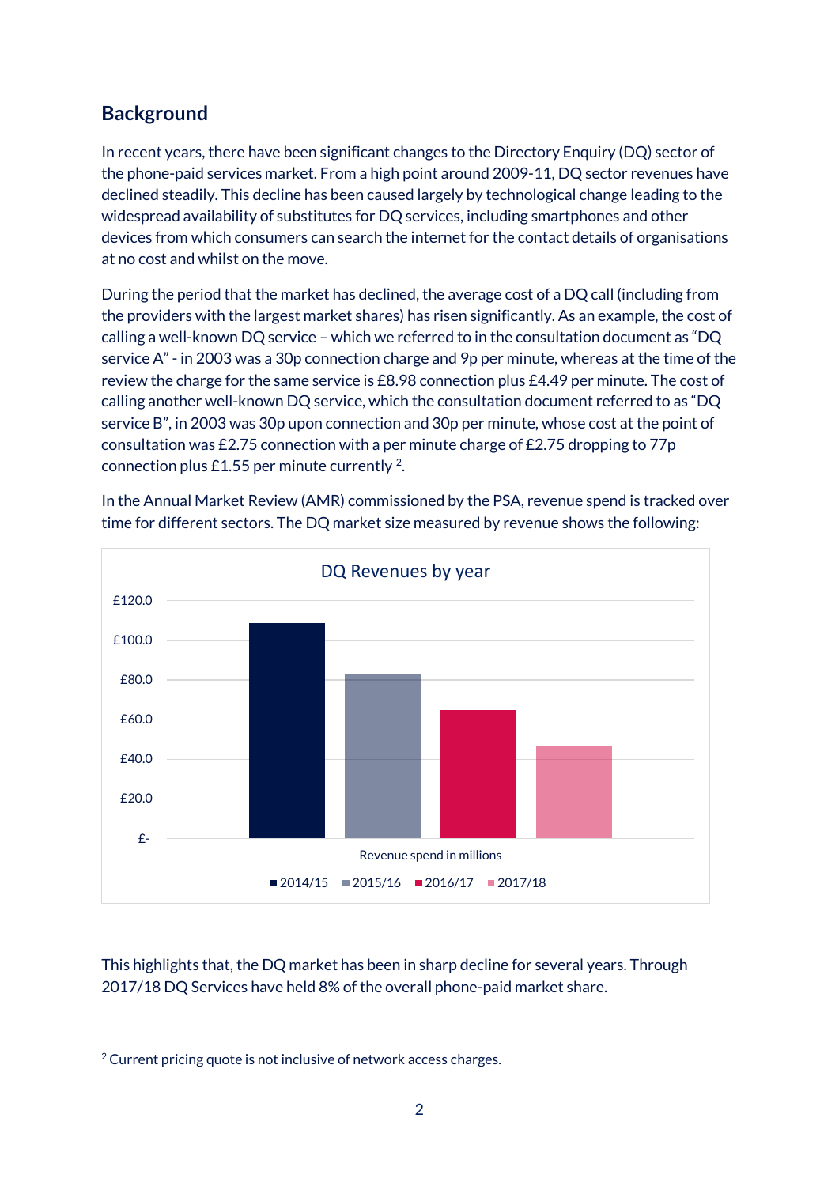## Background

In recent years, there have been significant changes to the Directory Enquiry (DQ) sector of the phone-paid services market. From a high point around 2009-11, DQ sector revenues have declined steadily. This decline has been caused largely by technological change leading to the widespread availability of substitutes for DQ services, including smartphones and other devices from which consumers can search the internet for the contact details of organisations at no cost and whilst on the move.

During the period that the market has declined, the average cost of a DQ call (including from the providers with the largest market shares) has risen significantly. As an example, the cost of calling a well-known DQ service – which we referred to in the consultation document as "DQ service A" - in 2003 was a 30p connection charge and 9p per minute, whereas at the time of the review the charge for the same service is £8.98 connection plus £4.49 per minute. The cost of calling another well-known DQ service, which the consultation document referred to as "DQ service B", in 2003 was 30p upon connection and 30p per minute, whose cost at the point of consultation was £2.75 connection with a per minute charge of £2.75 dropping to 77p connection plus £1.55 per minute currently [2].

In the Annual Market Review (AMR) commissioned by the PSA, revenue spend is tracked over time for different sectors. The DQ market size measured by revenue shows the following:

DQ Revenues by year

Revenue spend in millions

2014/15 | 2015/16 | 2016/17 | 2017/18

This highlights that, the DQ market has been in sharp decline for several years. Through 2017/18 DQ Services have held 8% of the overall phone-paid market share.

[2] Current pricing quote is not inclusive of network access charges.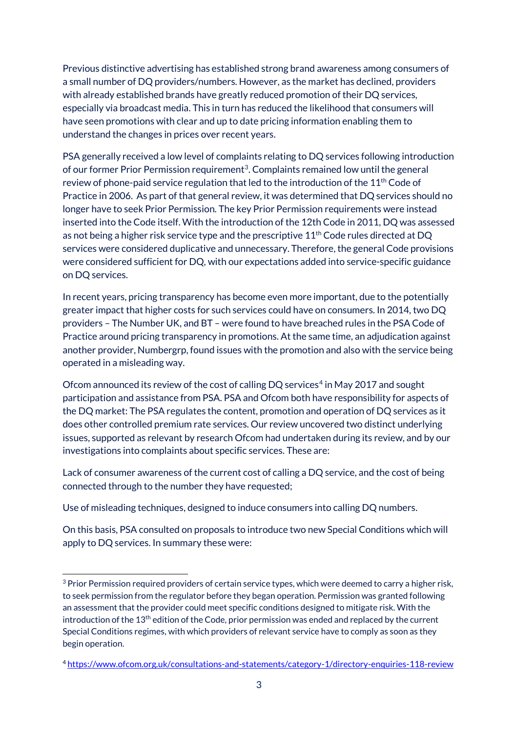Previous distinctive advertising has established strong brand awareness among consumers of a small number of DQ providers/numbers. However, as the market has declined, providers with already established brands have greatly reduced promotion of their DQ services, especially via broadcast media. This in turn has reduced the likelihood that consumers will have seen promotions with clear and up to date pricing information enabling them to understand the changes in prices over recent years.

PSA generally received a low level of complaints relating to DQ services following introduction of our former Prior Permission requirement[3]. Complaints remained low until the general review of phone-paid service regulation that led to the introduction of the 11th Code of Practice in 2006. As part of that general review, it was determined that DQ services should no longer have to seek Prior Permission. The key Prior Permission requirements were instead inserted into the Code itself. With the introduction of the 12th Code in 2011, DQ was assessed as not being a higher risk service type and the prescriptive 11th Code rules directed at DQ services were considered duplicative and unnecessary. Therefore, the general Code provisions were considered sufficient for DQ, with our expectations added into service-specific guidance on DQ services.

In recent years, pricing transparency has become even more important, due to the potentially greater impact that higher costs for such services could have on consumers. In 2014, two DQ providers – The Number UK, and BT – were found to have breached rules in the PSA Code of Practice around pricing transparency in promotions. At the same time, an adjudication against another provider, Numbergrp, found issues with the promotion and also with the service being operated in a misleading way.

Ofcom announced its review of the cost of calling DQ services[4] in May 2017 and sought participation and assistance from PSA. PSA and Ofcom both have responsibility for aspects of the DQ market: The PSA regulates the content, promotion and operation of DQ services as it does other controlled premium rate services. Our review uncovered two distinct underlying issues, supported as relevant by research Ofcom had undertaken during its review, and by our investigations into complaints about specific services. These are:

Lack of consumer awareness of the current cost of calling a DQ service, and the cost of being connected through to the number they have requested;

Use of misleading techniques, designed to induce consumers into calling DQ numbers.

On this basis, PSA consulted on proposals to introduce two new Special Conditions which will apply to DQ services. In summary these were:

---

[3] Prior Permission required providers of certain service types, which were deemed to carry a higher risk, to seek permission from the regulator before they began operation. Permission was granted following an assessment that the provider could meet specific conditions designed to mitigate risk. With the introduction of the 13th edition of the Code, prior permission was ended and replaced by the current Special Conditions regimes, with which providers of relevant service have to comply as soon as they begin operation.

[4] https://www.ofcom.org.uk/consultations-and-statements/category-1/directory-enquiries-118-review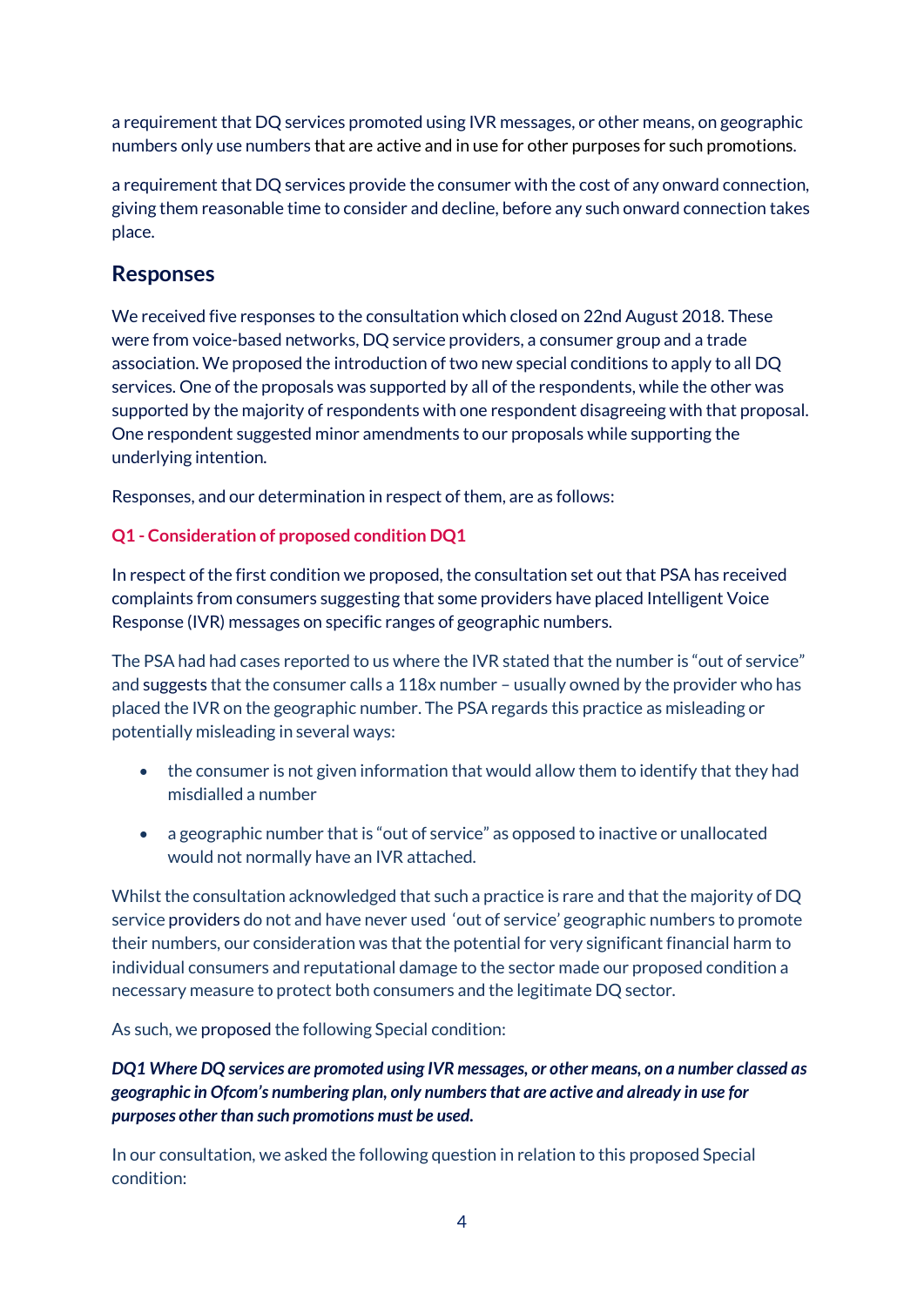a requirement that DQ services promoted using IVR messages, or other means, on geographic numbers only use numbers that are active and in use for other purposes for such promotions.

a requirement that DQ services provide the consumer with the cost of any onward connection, giving them reasonable time to consider and decline, before any such onward connection takes place.

## Responses

We received five responses to the consultation which closed on 22nd August 2018. These were from voice-based networks, DQ service providers, a consumer group and a trade association. We proposed the introduction of two new special conditions to apply to all DQ services. One of the proposals was supported by all of the respondents, while the other was supported by the majority of respondents with one respondent disagreeing with that proposal. One respondent suggested minor amendments to our proposals while supporting the underlying intention.

Responses, and our determination in respect of them, are as follows:

### Q1 - Consideration of proposed condition DQ1

In respect of the first condition we proposed, the consultation set out that PSA has received complaints from consumers suggesting that some providers have placed Intelligent Voice Response (IVR) messages on specific ranges of geographic numbers.

The PSA had had cases reported to us where the IVR stated that the number is "out of service" and suggests that the consumer calls a 118x number – usually owned by the provider who has placed the IVR on the geographic number. The PSA regards this practice as misleading or potentially misleading in several ways:

- the consumer is not given information that would allow them to identify that they had misdialled a number
- a geographic number that is "out of service" as opposed to inactive or unallocated would not normally have an IVR attached.

Whilst the consultation acknowledged that such a practice is rare and that the majority of DQ service providers do not and have never used 'out of service' geographic numbers to promote their numbers, our consideration was that the potential for very significant financial harm to individual consumers and reputational damage to the sector made our proposed condition a necessary measure to protect both consumers and the legitimate DQ sector.

As such, we proposed the following Special condition:

***DQ1 Where DQ services are promoted using IVR messages, or other means, on a number classed as geographic in Ofcom's numbering plan, only numbers that are active and already in use for purposes other than such promotions must be used.***

In our consultation, we asked the following question in relation to this proposed Special condition: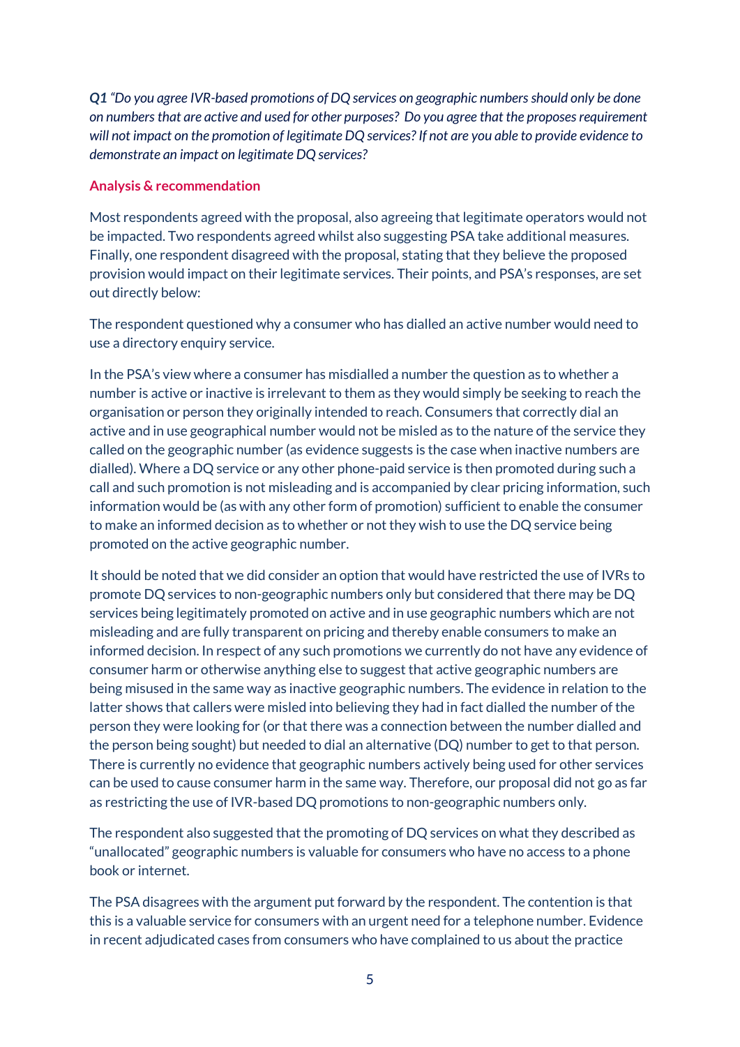***Q1** "Do you agree IVR-based promotions of DQ services on geographic numbers should only be done on numbers that are active and used for other purposes? Do you agree that the proposes requirement will not impact on the promotion of legitimate DQ services? If not are you able to provide evidence to demonstrate an impact on legitimate DQ services?*

**Analysis & recommendation**

Most respondents agreed with the proposal, also agreeing that legitimate operators would not be impacted. Two respondents agreed whilst also suggesting PSA take additional measures. Finally, one respondent disagreed with the proposal, stating that they believe the proposed provision would impact on their legitimate services. Their points, and PSA's responses, are set out directly below:

The respondent questioned why a consumer who has dialled an active number would need to use a directory enquiry service.

In the PSA's view where a consumer has misdialled a number the question as to whether a number is active or inactive is irrelevant to them as they would simply be seeking to reach the organisation or person they originally intended to reach. Consumers that correctly dial an active and in use geographical number would not be misled as to the nature of the service they called on the geographic number (as evidence suggests is the case when inactive numbers are dialled). Where a DQ service or any other phone-paid service is then promoted during such a call and such promotion is not misleading and is accompanied by clear pricing information, such information would be (as with any other form of promotion) sufficient to enable the consumer to make an informed decision as to whether or not they wish to use the DQ service being promoted on the active geographic number.

It should be noted that we did consider an option that would have restricted the use of IVRs to promote DQ services to non-geographic numbers only but considered that there may be DQ services being legitimately promoted on active and in use geographic numbers which are not misleading and are fully transparent on pricing and thereby enable consumers to make an informed decision. In respect of any such promotions we currently do not have any evidence of consumer harm or otherwise anything else to suggest that active geographic numbers are being misused in the same way as inactive geographic numbers. The evidence in relation to the latter shows that callers were misled into believing they had in fact dialled the number of the person they were looking for (or that there was a connection between the number dialled and the person being sought) but needed to dial an alternative (DQ) number to get to that person. There is currently no evidence that geographic numbers actively being used for other services can be used to cause consumer harm in the same way. Therefore, our proposal did not go as far as restricting the use of IVR-based DQ promotions to non-geographic numbers only.

The respondent also suggested that the promoting of DQ services on what they described as "unallocated" geographic numbers is valuable for consumers who have no access to a phone book or internet.

The PSA disagrees with the argument put forward by the respondent. The contention is that this is a valuable service for consumers with an urgent need for a telephone number. Evidence in recent adjudicated cases from consumers who have complained to us about the practice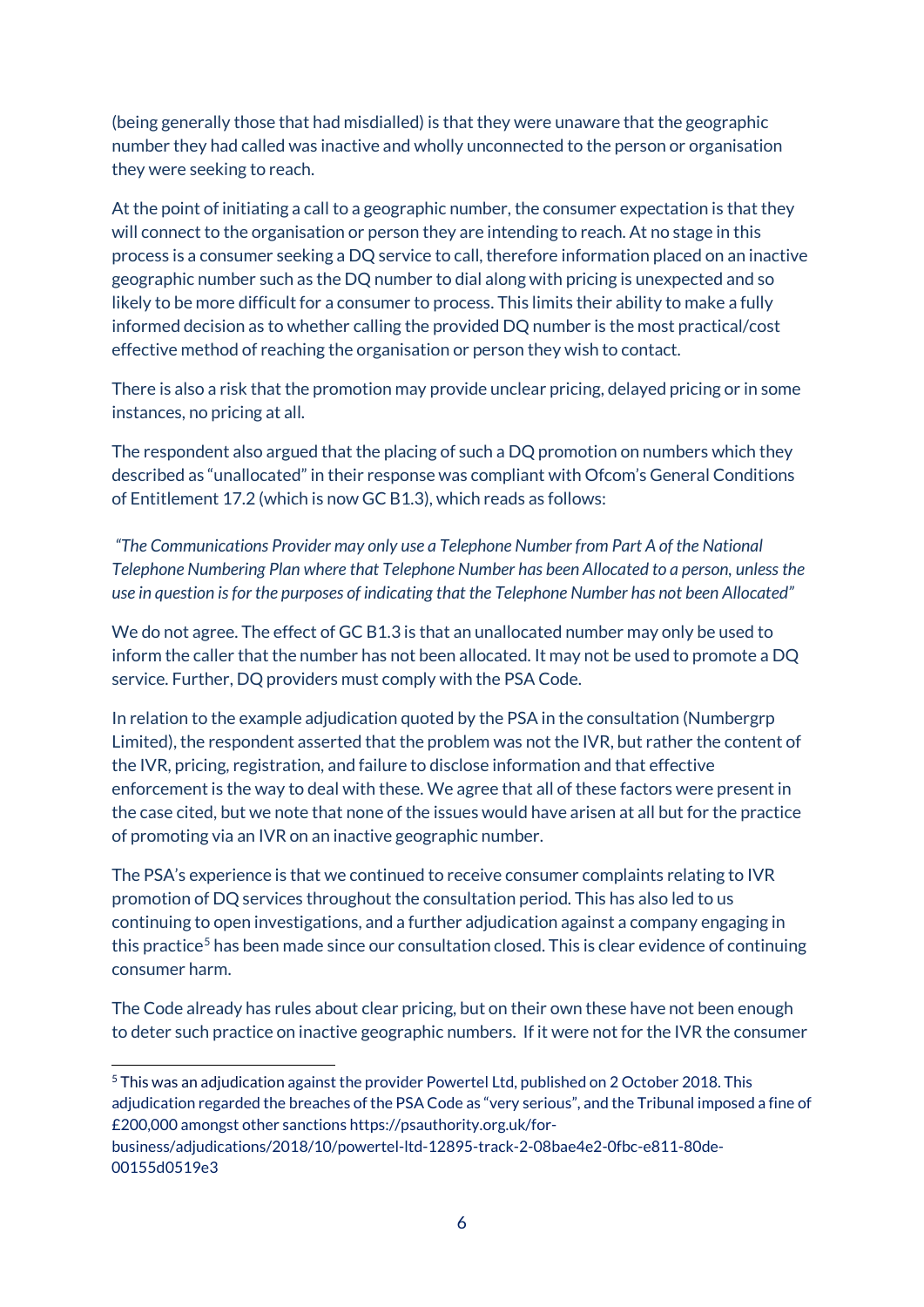(being generally those that had misdialled) is that they were unaware that the geographic number they had called was inactive and wholly unconnected to the person or organisation they were seeking to reach.

At the point of initiating a call to a geographic number, the consumer expectation is that they will connect to the organisation or person they are intending to reach. At no stage in this process is a consumer seeking a DQ service to call, therefore information placed on an inactive geographic number such as the DQ number to dial along with pricing is unexpected and so likely to be more difficult for a consumer to process. This limits their ability to make a fully informed decision as to whether calling the provided DQ number is the most practical/cost effective method of reaching the organisation or person they wish to contact.

There is also a risk that the promotion may provide unclear pricing, delayed pricing or in some instances, no pricing at all.

The respondent also argued that the placing of such a DQ promotion on numbers which they described as "unallocated" in their response was compliant with Ofcom's General Conditions of Entitlement 17.2 (which is now GC B1.3), which reads as follows:

*"The Communications Provider may only use a Telephone Number from Part A of the National Telephone Numbering Plan where that Telephone Number has been Allocated to a person, unless the use in question is for the purposes of indicating that the Telephone Number has not been Allocated"*

We do not agree. The effect of GC B1.3 is that an unallocated number may only be used to inform the caller that the number has not been allocated. It may not be used to promote a DQ service. Further, DQ providers must comply with the PSA Code.

In relation to the example adjudication quoted by the PSA in the consultation (Numbergrp Limited), the respondent asserted that the problem was not the IVR, but rather the content of the IVR, pricing, registration, and failure to disclose information and that effective enforcement is the way to deal with these. We agree that all of these factors were present in the case cited, but we note that none of the issues would have arisen at all but for the practice of promoting via an IVR on an inactive geographic number.

The PSA's experience is that we continued to receive consumer complaints relating to IVR promotion of DQ services throughout the consultation period. This has also led to us continuing to open investigations, and a further adjudication against a company engaging in this practice[5] has been made since our consultation closed. This is clear evidence of continuing consumer harm.

The Code already has rules about clear pricing, but on their own these have not been enough to deter such practice on inactive geographic numbers. If it were not for the IVR the consumer

[5] This was an adjudication against the provider Powertel Ltd, published on 2 October 2018. This adjudication regarded the breaches of the PSA Code as "very serious", and the Tribunal imposed a fine of £200,000 amongst other sanctions https://psauthority.org.uk/for-business/adjudications/2018/10/powertel-ltd-12895-track-2-08bae4e2-0fbc-e811-80de-00155d0519e3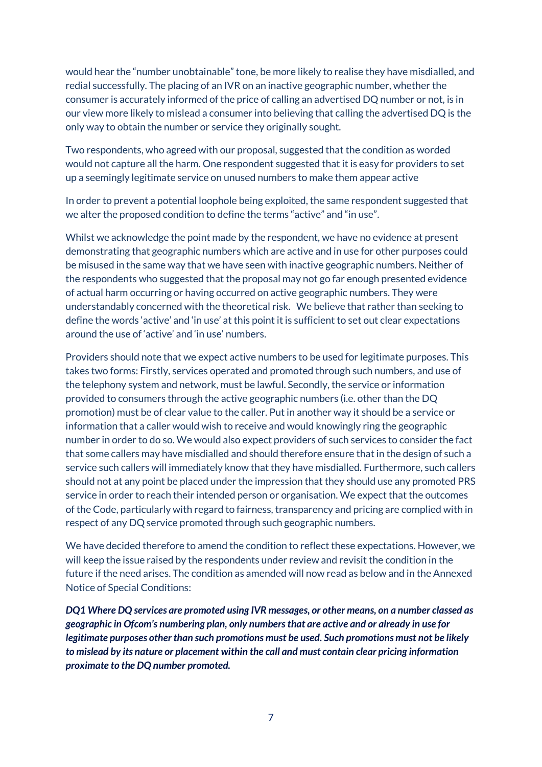would hear the "number unobtainable" tone, be more likely to realise they have misdialled, and redial successfully. The placing of an IVR on an inactive geographic number, whether the consumer is accurately informed of the price of calling an advertised DQ number or not, is in our view more likely to mislead a consumer into believing that calling the advertised DQ is the only way to obtain the number or service they originally sought.

Two respondents, who agreed with our proposal, suggested that the condition as worded would not capture all the harm. One respondent suggested that it is easy for providers to set up a seemingly legitimate service on unused numbers to make them appear active

In order to prevent a potential loophole being exploited, the same respondent suggested that we alter the proposed condition to define the terms "active" and "in use".

Whilst we acknowledge the point made by the respondent, we have no evidence at present demonstrating that geographic numbers which are active and in use for other purposes could be misused in the same way that we have seen with inactive geographic numbers. Neither of the respondents who suggested that the proposal may not go far enough presented evidence of actual harm occurring or having occurred on active geographic numbers. They were understandably concerned with the theoretical risk. We believe that rather than seeking to define the words 'active' and 'in use' at this point it is sufficient to set out clear expectations around the use of 'active' and 'in use' numbers.

Providers should note that we expect active numbers to be used for legitimate purposes. This takes two forms: Firstly, services operated and promoted through such numbers, and use of the telephony system and network, must be lawful. Secondly, the service or information provided to consumers through the active geographic numbers (i.e. other than the DQ promotion) must be of clear value to the caller. Put in another way it should be a service or information that a caller would wish to receive and would knowingly ring the geographic number in order to do so. We would also expect providers of such services to consider the fact that some callers may have misdialled and should therefore ensure that in the design of such a service such callers will immediately know that they have misdialled. Furthermore, such callers should not at any point be placed under the impression that they should use any promoted PRS service in order to reach their intended person or organisation. We expect that the outcomes of the Code, particularly with regard to fairness, transparency and pricing are complied with in respect of any DQ service promoted through such geographic numbers.

We have decided therefore to amend the condition to reflect these expectations. However, we will keep the issue raised by the respondents under review and revisit the condition in the future if the need arises. The condition as amended will now read as below and in the Annexed Notice of Special Conditions:

***DQ1 Where DQ services are promoted using IVR messages, or other means, on a number classed as geographic in Ofcom's numbering plan, only numbers that are active and or already in use for legitimate purposes other than such promotions must be used. Such promotions must not be likely to mislead by its nature or placement within the call and must contain clear pricing information proximate to the DQ number promoted.***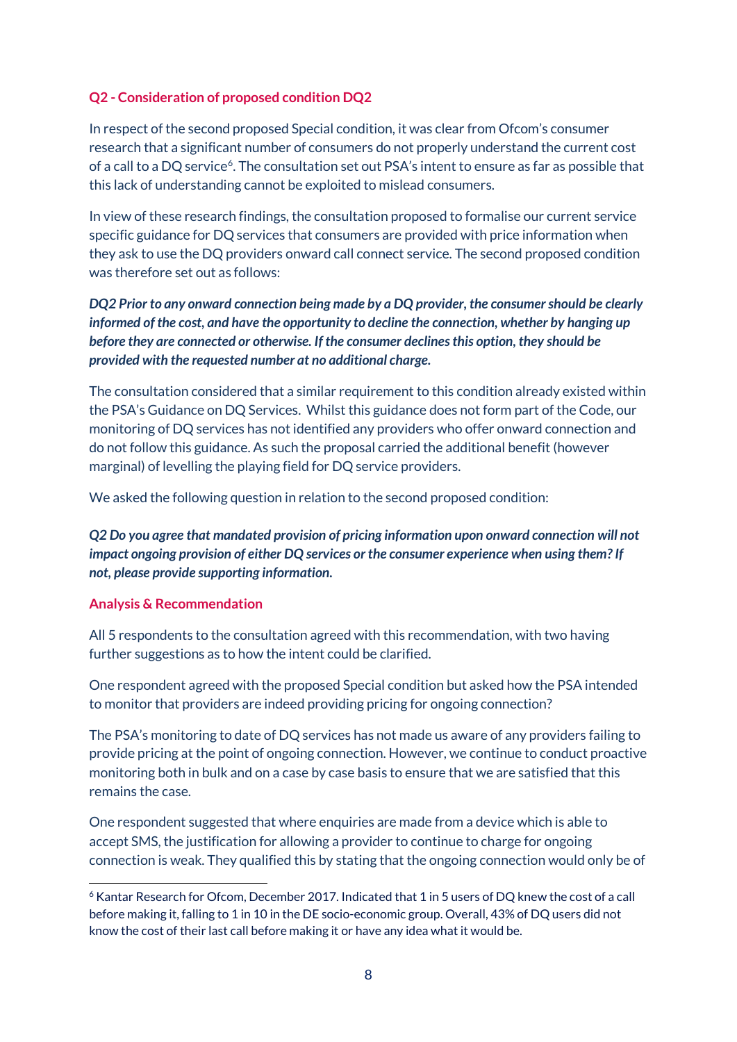### Q2 - Consideration of proposed condition DQ2

In respect of the second proposed Special condition, it was clear from Ofcom's consumer research that a significant number of consumers do not properly understand the current cost of a call to a DQ service[6]. The consultation set out PSA's intent to ensure as far as possible that this lack of understanding cannot be exploited to mislead consumers.

In view of these research findings, the consultation proposed to formalise our current service specific guidance for DQ services that consumers are provided with price information when they ask to use the DQ providers onward call connect service. The second proposed condition was therefore set out as follows:

***DQ2 Prior to any onward connection being made by a DQ provider, the consumer should be clearly informed of the cost, and have the opportunity to decline the connection, whether by hanging up before they are connected or otherwise. If the consumer declines this option, they should be provided with the requested number at no additional charge.***

The consultation considered that a similar requirement to this condition already existed within the PSA's Guidance on DQ Services. Whilst this guidance does not form part of the Code, our monitoring of DQ services has not identified any providers who offer onward connection and do not follow this guidance. As such the proposal carried the additional benefit (however marginal) of levelling the playing field for DQ service providers.

We asked the following question in relation to the second proposed condition:

***Q2 Do you agree that mandated provision of pricing information upon onward connection will not impact ongoing provision of either DQ services or the consumer experience when using them? If not, please provide supporting information.***

### Analysis & Recommendation

All 5 respondents to the consultation agreed with this recommendation, with two having further suggestions as to how the intent could be clarified.

One respondent agreed with the proposed Special condition but asked how the PSA intended to monitor that providers are indeed providing pricing for ongoing connection?

The PSA's monitoring to date of DQ services has not made us aware of any providers failing to provide pricing at the point of ongoing connection. However, we continue to conduct proactive monitoring both in bulk and on a case by case basis to ensure that we are satisfied that this remains the case.

One respondent suggested that where enquiries are made from a device which is able to accept SMS, the justification for allowing a provider to continue to charge for ongoing connection is weak. They qualified this by stating that the ongoing connection would only be of

---

[6] Kantar Research for Ofcom, December 2017. Indicated that 1 in 5 users of DQ knew the cost of a call before making it, falling to 1 in 10 in the DE socio-economic group. Overall, 43% of DQ users did not know the cost of their last call before making it or have any idea what it would be.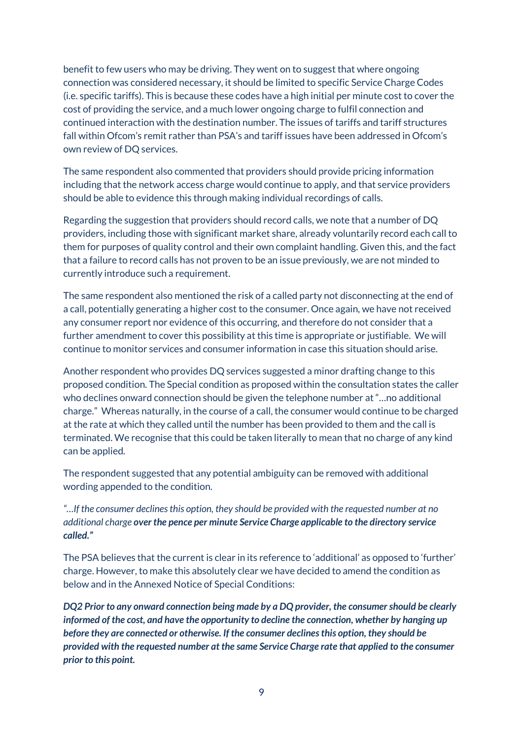benefit to few users who may be driving. They went on to suggest that where ongoing connection was considered necessary, it should be limited to specific Service Charge Codes (i.e. specific tariffs). This is because these codes have a high initial per minute cost to cover the cost of providing the service, and a much lower ongoing charge to fulfil connection and continued interaction with the destination number. The issues of tariffs and tariff structures fall within Ofcom's remit rather than PSA's and tariff issues have been addressed in Ofcom's own review of DQ services.

The same respondent also commented that providers should provide pricing information including that the network access charge would continue to apply, and that service providers should be able to evidence this through making individual recordings of calls.

Regarding the suggestion that providers should record calls, we note that a number of DQ providers, including those with significant market share, already voluntarily record each call to them for purposes of quality control and their own complaint handling. Given this, and the fact that a failure to record calls has not proven to be an issue previously, we are not minded to currently introduce such a requirement.

The same respondent also mentioned the risk of a called party not disconnecting at the end of a call, potentially generating a higher cost to the consumer. Once again, we have not received any consumer report nor evidence of this occurring, and therefore do not consider that a further amendment to cover this possibility at this time is appropriate or justifiable. We will continue to monitor services and consumer information in case this situation should arise.

Another respondent who provides DQ services suggested a minor drafting change to this proposed condition. The Special condition as proposed within the consultation states the caller who declines onward connection should be given the telephone number at "…no additional charge." Whereas naturally, in the course of a call, the consumer would continue to be charged at the rate at which they called until the number has been provided to them and the call is terminated. We recognise that this could be taken literally to mean that no charge of any kind can be applied.

The respondent suggested that any potential ambiguity can be removed with additional wording appended to the condition.

*"…If the consumer declines this option, they should be provided with the requested number at no additional charge* ***over the pence per minute Service Charge applicable to the directory service called."***

The PSA believes that the current is clear in its reference to 'additional' as opposed to 'further' charge. However, to make this absolutely clear we have decided to amend the condition as below and in the Annexed Notice of Special Conditions:

***DQ2 Prior to any onward connection being made by a DQ provider, the consumer should be clearly informed of the cost, and have the opportunity to decline the connection, whether by hanging up before they are connected or otherwise. If the consumer declines this option, they should be provided with the requested number at the same Service Charge rate that applied to the consumer prior to this point.***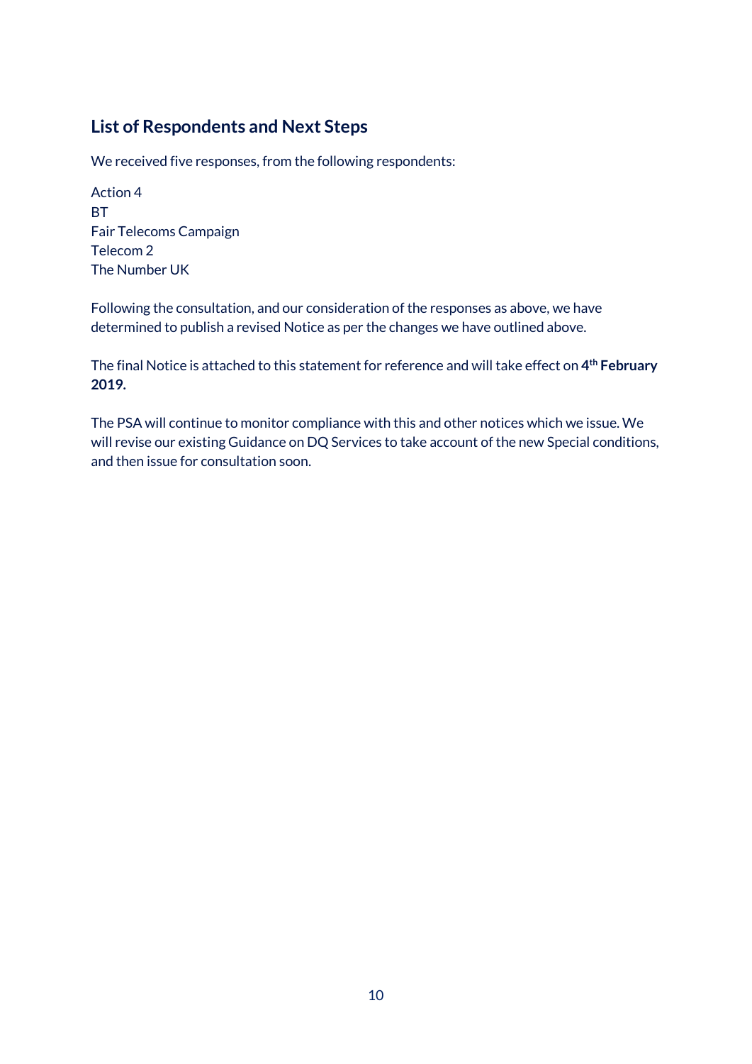## List of Respondents and Next Steps

We received five responses, from the following respondents:

Action 4
BT
Fair Telecoms Campaign
Telecom 2
The Number UK

Following the consultation, and our consideration of the responses as above, we have determined to publish a revised Notice as per the changes we have outlined above.

The final Notice is attached to this statement for reference and will take effect on **4th February 2019.**

The PSA will continue to monitor compliance with this and other notices which we issue. We will revise our existing Guidance on DQ Services to take account of the new Special conditions, and then issue for consultation soon.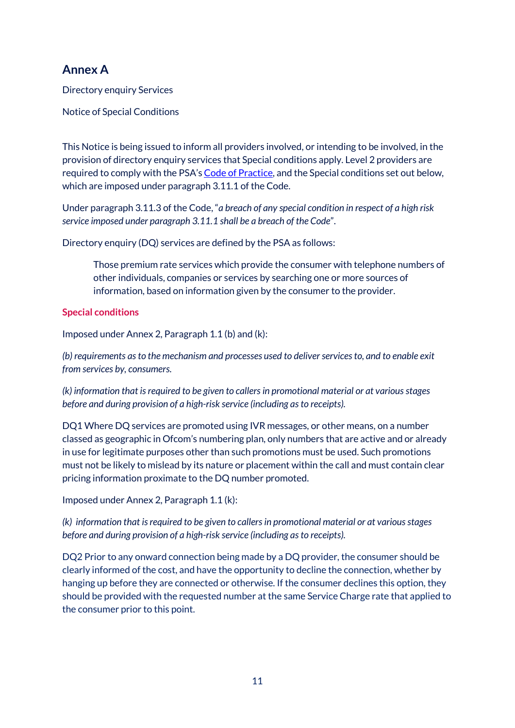## Annex A

Directory enquiry Services

Notice of Special Conditions

This Notice is being issued to inform all providers involved, or intending to be involved, in the provision of directory enquiry services that Special conditions apply. Level 2 providers are required to comply with the PSA's Code of Practice, and the Special conditions set out below, which are imposed under paragraph 3.11.1 of the Code.

Under paragraph 3.11.3 of the Code, "*a breach of any special condition in respect of a high risk service imposed under paragraph 3.11.1 shall be a breach of the Code*".

Directory enquiry (DQ) services are defined by the PSA as follows:

> Those premium rate services which provide the consumer with telephone numbers of other individuals, companies or services by searching one or more sources of information, based on information given by the consumer to the provider.

**Special conditions**

Imposed under Annex 2, Paragraph 1.1 (b) and (k):

*(b) requirements as to the mechanism and processes used to deliver services to, and to enable exit from services by, consumers.*

*(k) information that is required to be given to callers in promotional material or at various stages before and during provision of a high-risk service (including as to receipts).*

DQ1 Where DQ services are promoted using IVR messages, or other means, on a number classed as geographic in Ofcom's numbering plan, only numbers that are active and or already in use for legitimate purposes other than such promotions must be used. Such promotions must not be likely to mislead by its nature or placement within the call and must contain clear pricing information proximate to the DQ number promoted.

Imposed under Annex 2, Paragraph 1.1 (k):

*(k) information that is required to be given to callers in promotional material or at various stages before and during provision of a high-risk service (including as to receipts).*

DQ2 Prior to any onward connection being made by a DQ provider, the consumer should be clearly informed of the cost, and have the opportunity to decline the connection, whether by hanging up before they are connected or otherwise. If the consumer declines this option, they should be provided with the requested number at the same Service Charge rate that applied to the consumer prior to this point.